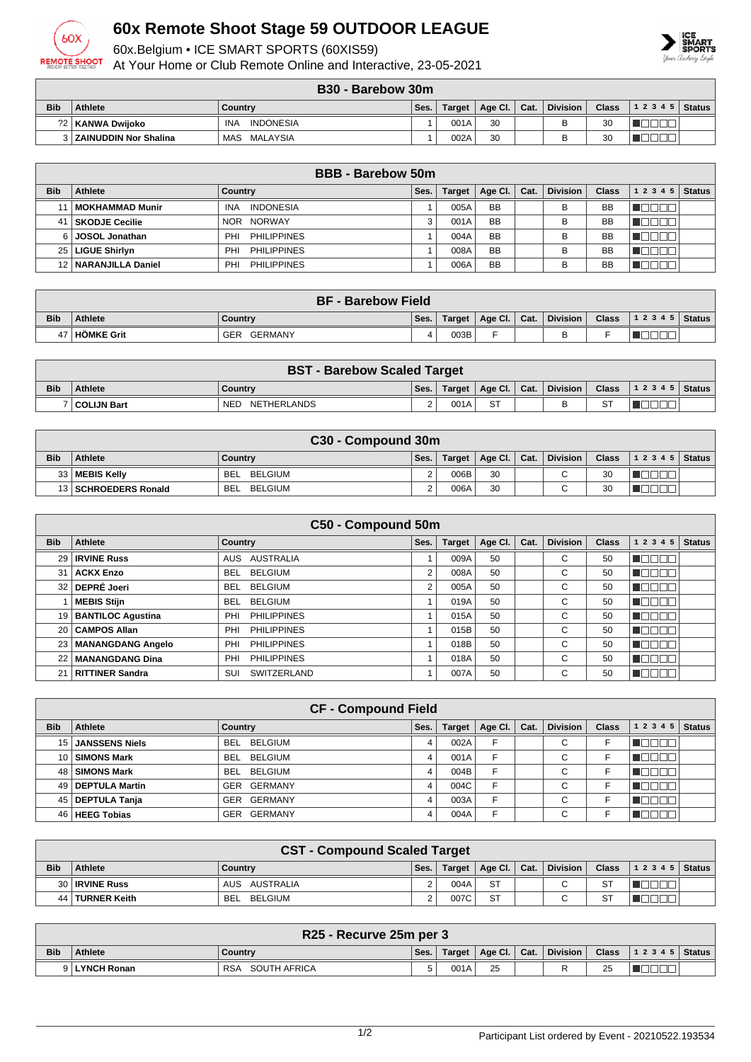# 60x Remote Shoot Stage 59 OUTDOOR LEAGUE

60x.Belgium • ICE SMART SPORTS (60XIS59)

At Your Home or Club Remote Online and Interactive, 23-05-2021

## B30 - Barebow 30m

| Bib | Athlete | Country | Ses. | Target | Age Cl. | Cat. | Division | Class | 1 2 3 4 5 | Status |
|---|---|---|---|---|---|---|---|---|---|---|
| 72 | KANWA Dwijoko | INA INDONESIA | 1 | 001A | 30 | | B | 30 | | |
| 3 | ZAINUDDIN Nor Shalina | MAS MALAYSIA | 1 | 002A | 30 | | B | 30 | | |

## BBB - Barebow 50m

| Bib | Athlete | Country | Ses. | Target | Age Cl. | Cat. | Division | Class | 1 2 3 4 5 | Status |
|---|---|---|---|---|---|---|---|---|---|---|
| 11 | MOKHAMMAD Munir | INA INDONESIA | 1 | 005A | BB | | B | BB | | |
| 41 | SKODJE Cecilie | NOR NORWAY | 3 | 001A | BB | | B | BB | | |
| 6 | JOSOL Jonathan | PHI PHILIPPINES | 1 | 004A | BB | | B | BB | | |
| 25 | LIGUE Shirlyn | PHI PHILIPPINES | 1 | 008A | BB | | B | BB | | |
| 12 | NARANJILLA Daniel | PHI PHILIPPINES | 1 | 006A | BB | | B | BB | | |

## BF - Barebow Field

| Bib | Athlete | Country | Ses. | Target | Age Cl. | Cat. | Division | Class | 1 2 3 4 5 | Status |
|---|---|---|---|---|---|---|---|---|---|---|
| 47 | HÖMKE Grit | GER GERMANY | 4 | 003B | F | | B | F | | |

## BST - Barebow Scaled Target

| Bib | Athlete | Country | Ses. | Target | Age Cl. | Cat. | Division | Class | 1 2 3 4 5 | Status |
|---|---|---|---|---|---|---|---|---|---|---|
| 7 | COLIJN Bart | NED NETHERLANDS | 2 | 001A | ST | | B | ST | | |

## C30 - Compound 30m

| Bib | Athlete | Country | Ses. | Target | Age Cl. | Cat. | Division | Class | 1 2 3 4 5 | Status |
|---|---|---|---|---|---|---|---|---|---|---|
| 33 | MEBIS Kelly | BEL BELGIUM | 2 | 006B | 30 | | C | 30 | | |
| 13 | SCHROEDERS Ronald | BEL BELGIUM | 2 | 006A | 30 | | C | 30 | | |

## C50 - Compound 50m

| Bib | Athlete | Country | Ses. | Target | Age Cl. | Cat. | Division | Class | 1 2 3 4 5 | Status |
|---|---|---|---|---|---|---|---|---|---|---|
| 29 | IRVINE Russ | AUS AUSTRALIA | 1 | 009A | 50 | | C | 50 | | |
| 31 | ACKX Enzo | BEL BELGIUM | 2 | 008A | 50 | | C | 50 | | |
| 32 | DEPRÉ Joeri | BEL BELGIUM | 2 | 005A | 50 | | C | 50 | | |
| 1 | MEBIS Stijn | BEL BELGIUM | 1 | 019A | 50 | | C | 50 | | |
| 19 | BANTILOC Agustina | PHI PHILIPPINES | 1 | 015A | 50 | | C | 50 | | |
| 20 | CAMPOS Allan | PHI PHILIPPINES | 1 | 015B | 50 | | C | 50 | | |
| 23 | MANANGDANG Angelo | PHI PHILIPPINES | 1 | 018B | 50 | | C | 50 | | |
| 22 | MANANGDANG Dina | PHI PHILIPPINES | 1 | 018A | 50 | | C | 50 | | |
| 21 | RITTINER Sandra | SUI SWITZERLAND | 1 | 007A | 50 | | C | 50 | | |

## CF - Compound Field

| Bib | Athlete | Country | Ses. | Target | Age Cl. | Cat. | Division | Class | 1 2 3 4 5 | Status |
|---|---|---|---|---|---|---|---|---|---|---|
| 15 | JANSSENS Niels | BEL BELGIUM | 4 | 002A | F | | C | F | | |
| 10 | SIMONS Mark | BEL BELGIUM | 4 | 001A | F | | C | F | | |
| 48 | SIMONS Mark | BEL BELGIUM | 4 | 004B | F | | C | F | | |
| 49 | DEPTULA Martin | GER GERMANY | 4 | 004C | F | | C | F | | |
| 45 | DEPTULA Tanja | GER GERMANY | 4 | 003A | F | | C | F | | |
| 46 | HEEG Tobias | GER GERMANY | 4 | 004A | F | | C | F | | |

## CST - Compound Scaled Target

| Bib | Athlete | Country | Ses. | Target | Age Cl. | Cat. | Division | Class | 1 2 3 4 5 | Status |
|---|---|---|---|---|---|---|---|---|---|---|
| 30 | IRVINE Russ | AUS AUSTRALIA | 2 | 004A | ST | | C | ST | | |
| 44 | TURNER Keith | BEL BELGIUM | 2 | 007C | ST | | C | ST | | |

## R25 - Recurve 25m per 3

| Bib | Athlete | Country | Ses. | Target | Age Cl. | Cat. | Division | Class | 1 2 3 4 5 | Status |
|---|---|---|---|---|---|---|---|---|---|---|
| 9 | LYNCH Ronan | RSA SOUTH AFRICA | 5 | 001A | 25 | | R | 25 | | |

Participant List ordered by Event - 20210522.193534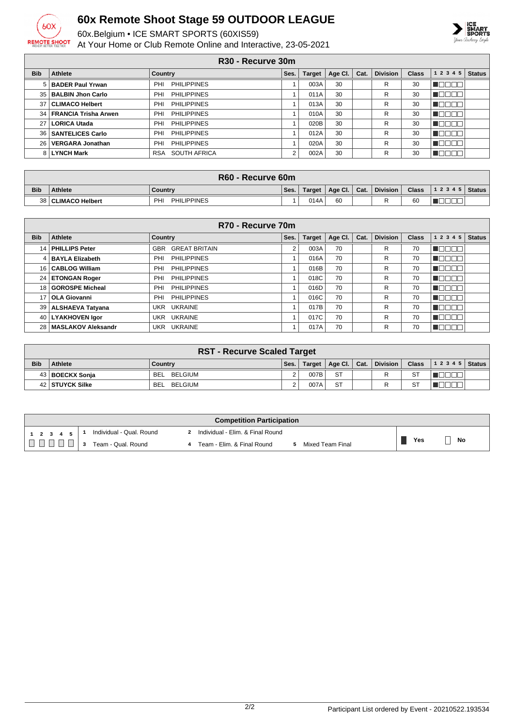# 60x Remote Shoot Stage 59 OUTDOOR LEAGUE

60x.Belgium • ICE SMART SPORTS (60XIS59)

At Your Home or Club Remote Online and Interactive, 23-05-2021

## R30 - Recurve 30m

| Bib | Athlete | Country | Ses. | Target | Age Cl. | Cat. | Division | Class | 1 2 3 4 5 | Status |
|---|---|---|---|---|---|---|---|---|---|---|
| 5 | **BADER Paul Yrwan** | PHI PHILIPPINES | 1 | 003A | 30 | | R | 30 | ■□□□□ | |
| 35 | **BALBIN Jhon Carlo** | PHI PHILIPPINES | 1 | 011A | 30 | | R | 30 | ■□□□□ | |
| 37 | **CLIMACO Helbert** | PHI PHILIPPINES | 1 | 013A | 30 | | R | 30 | ■□□□□ | |
| 34 | **FRANCIA Trisha Arwen** | PHI PHILIPPINES | 1 | 010A | 30 | | R | 30 | ■□□□□ | |
| 27 | **LORICA Utada** | PHI PHILIPPINES | 1 | 020B | 30 | | R | 30 | ■□□□□ | |
| 36 | **SANTELICES Carlo** | PHI PHILIPPINES | 1 | 012A | 30 | | R | 30 | ■□□□□ | |
| 26 | **VERGARA Jonathan** | PHI PHILIPPINES | 1 | 020A | 30 | | R | 30 | ■□□□□ | |
| 8 | **LYNCH Mark** | RSA SOUTH AFRICA | 2 | 002A | 30 | | R | 30 | ■□□□□ | |

## R60 - Recurve 60m

| Bib | Athlete | Country | Ses. | Target | Age Cl. | Cat. | Division | Class | 1 2 3 4 5 | Status |
|---|---|---|---|---|---|---|---|---|---|---|
| 38 | **CLIMACO Helbert** | PHI PHILIPPINES | 1 | 014A | 60 | | R | 60 | ■□□□□ | |

## R70 - Recurve 70m

| Bib | Athlete | Country | Ses. | Target | Age Cl. | Cat. | Division | Class | 1 2 3 4 5 | Status |
|---|---|---|---|---|---|---|---|---|---|---|
| 14 | **PHILLIPS Peter** | GBR GREAT BRITAIN | 2 | 003A | 70 | | R | 70 | ■□□□□ | |
| 4 | **BAYLA Elizabeth** | PHI PHILIPPINES | 1 | 016A | 70 | | R | 70 | ■□□□□ | |
| 16 | **CABLOG William** | PHI PHILIPPINES | 1 | 016B | 70 | | R | 70 | ■□□□□ | |
| 24 | **ETONGAN Roger** | PHI PHILIPPINES | 1 | 018C | 70 | | R | 70 | ■□□□□ | |
| 18 | **GOROSPE Micheal** | PHI PHILIPPINES | 1 | 016D | 70 | | R | 70 | ■□□□□ | |
| 17 | **OLA Giovanni** | PHI PHILIPPINES | 1 | 016C | 70 | | R | 70 | ■□□□□ | |
| 39 | **ALSHAEVA Tatyana** | UKR UKRAINE | 1 | 017B | 70 | | R | 70 | ■□□□□ | |
| 40 | **LYAKHOVEN Igor** | UKR UKRAINE | 1 | 017C | 70 | | R | 70 | ■□□□□ | |
| 28 | **MASLAKOV Aleksandr** | UKR UKRAINE | 1 | 017A | 70 | | R | 70 | ■□□□□ | |

## RST - Recurve Scaled Target

| Bib | Athlete | Country | Ses. | Target | Age Cl. | Cat. | Division | Class | 1 2 3 4 5 | Status |
|---|---|---|---|---|---|---|---|---|---|---|
| 43 | **BOECKX Sonja** | BEL BELGIUM | 2 | 007B | ST | | R | ST | ■□□□□ | |
| 42 | **STUYCK Silke** | BEL BELGIUM | 2 | 007A | ST | | R | ST | ■□□□□ | |

## Competition Participation

| 1 2 3 4 5 | | | | |
|---|---|---|---|---|
| □□□□□ | 1 Individual - Qual. Round | 2 Individual - Elim. & Final Round | | ■ Yes □ No |
| | 3 Team - Qual. Round | 4 Team - Elim. & Final Round | 5 Mixed Team Final | |

Participant List ordered by Event - 20210522.193534